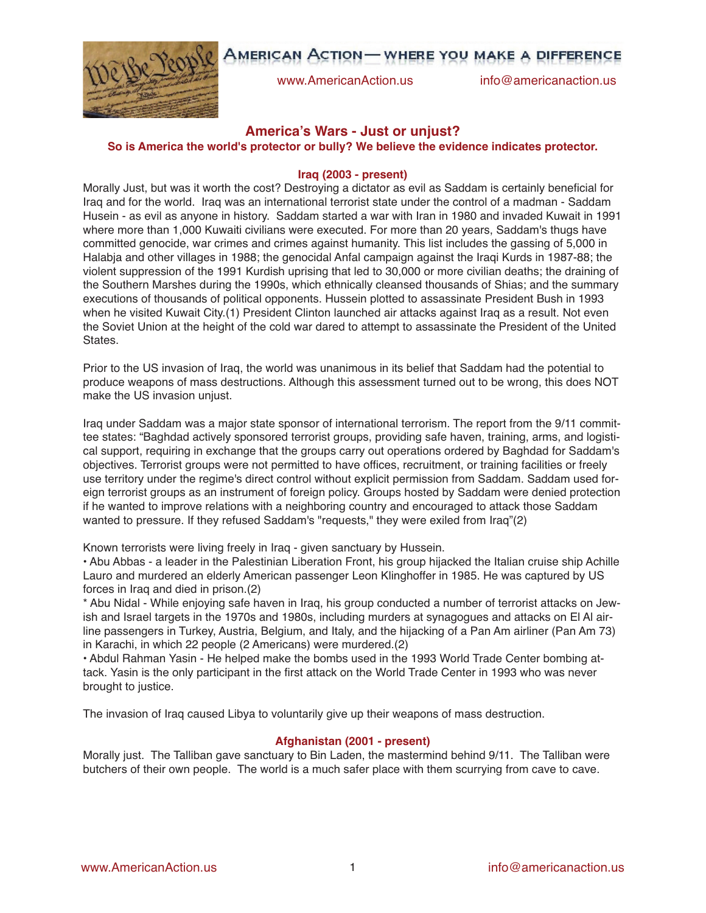American Action — where you make a difference

www.AmericanAction.us info@americanaction.us

## America's Wars - Just or unjust?

**So is America the world's protector or bully? We believe the evidence indicates protector.**

### Iraq (2003 - present)

Morally Just, but was it worth the cost? Destroying a dictator as evil as Saddam is certainly beneficial for Iraq and for the world. Iraq was an international terrorist state under the control of a madman - Saddam Husein - as evil as anyone in history. Saddam started a war with Iran in 1980 and invaded Kuwait in 1991 where more than 1,000 Kuwaiti civilians were executed. For more than 20 years, Saddam's thugs have committed genocide, war crimes and crimes against humanity. This list includes the gassing of 5,000 in Halabja and other villages in 1988; the genocidal Anfal campaign against the Iraqi Kurds in 1987-88; the violent suppression of the 1991 Kurdish uprising that led to 30,000 or more civilian deaths; the draining of the Southern Marshes during the 1990s, which ethnically cleansed thousands of Shias; and the summary executions of thousands of political opponents. Hussein plotted to assassinate President Bush in 1993 when he visited Kuwait City.(1) President Clinton launched air attacks against Iraq as a result. Not even the Soviet Union at the height of the cold war dared to attempt to assassinate the President of the United States.

Prior to the US invasion of Iraq, the world was unanimous in its belief that Saddam had the potential to produce weapons of mass destructions. Although this assessment turned out to be wrong, this does NOT make the US invasion unjust.

Iraq under Saddam was a major state sponsor of international terrorism. The report from the 9/11 committee states: "Baghdad actively sponsored terrorist groups, providing safe haven, training, arms, and logistical support, requiring in exchange that the groups carry out operations ordered by Baghdad for Saddam's objectives. Terrorist groups were not permitted to have offices, recruitment, or training facilities or freely use territory under the regime's direct control without explicit permission from Saddam. Saddam used foreign terrorist groups as an instrument of foreign policy. Groups hosted by Saddam were denied protection if he wanted to improve relations with a neighboring country and encouraged to attack those Saddam wanted to pressure. If they refused Saddam's "requests," they were exiled from Iraq"(2)

Known terrorists were living freely in Iraq - given sanctuary by Hussein.

- Abu Abbas - a leader in the Palestinian Liberation Front, his group hijacked the Italian cruise ship Achille Lauro and murdered an elderly American passenger Leon Klinghoffer in 1985. He was captured by US forces in Iraq and died in prison.(2)
- Abu Nidal - While enjoying safe haven in Iraq, his group conducted a number of terrorist attacks on Jewish and Israel targets in the 1970s and 1980s, including murders at synagogues and attacks on El Al airline passengers in Turkey, Austria, Belgium, and Italy, and the hijacking of a Pan Am airliner (Pan Am 73) in Karachi, in which 22 people (2 Americans) were murdered.(2)
- Abdul Rahman Yasin - He helped make the bombs used in the 1993 World Trade Center bombing attack. Yasin is the only participant in the first attack on the World Trade Center in 1993 who was never brought to justice.

The invasion of Iraq caused Libya to voluntarily give up their weapons of mass destruction.

### Afghanistan (2001 - present)

Morally just. The Talliban gave sanctuary to Bin Laden, the mastermind behind 9/11. The Talliban were butchers of their own people. The world is a much safer place with them scurrying from cave to cave.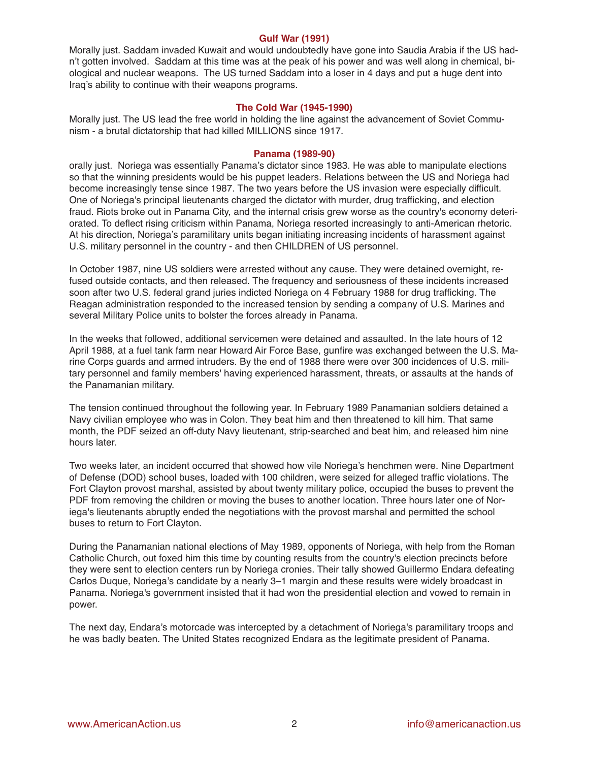### Gulf War (1991)

Morally just. Saddam invaded Kuwait and would undoubtedly have gone into Saudia Arabia if the US hadn't gotten involved. Saddam at this time was at the peak of his power and was well along in chemical, biological and nuclear weapons. The US turned Saddam into a loser in 4 days and put a huge dent into Iraq's ability to continue with their weapons programs.

### The Cold War (1945-1990)

Morally just. The US lead the free world in holding the line against the advancement of Soviet Communism - a brutal dictatorship that had killed MILLIONS since 1917.

### Panama (1989-90)

orally just. Noriega was essentially Panama's dictator since 1983. He was able to manipulate elections so that the winning presidents would be his puppet leaders. Relations between the US and Noriega had become increasingly tense since 1987. The two years before the US invasion were especially difficult. One of Noriega's principal lieutenants charged the dictator with murder, drug trafficking, and election fraud. Riots broke out in Panama City, and the internal crisis grew worse as the country's economy deteriorated. To deflect rising criticism within Panama, Noriega resorted increasingly to anti-American rhetoric. At his direction, Noriega's paramilitary units began initiating increasing incidents of harassment against U.S. military personnel in the country - and then CHILDREN of US personnel.

In October 1987, nine US soldiers were arrested without any cause. They were detained overnight, refused outside contacts, and then released. The frequency and seriousness of these incidents increased soon after two U.S. federal grand juries indicted Noriega on 4 February 1988 for drug trafficking. The Reagan administration responded to the increased tension by sending a company of U.S. Marines and several Military Police units to bolster the forces already in Panama.

In the weeks that followed, additional servicemen were detained and assaulted. In the late hours of 12 April 1988, at a fuel tank farm near Howard Air Force Base, gunfire was exchanged between the U.S. Marine Corps guards and armed intruders. By the end of 1988 there were over 300 incidences of U.S. military personnel and family members' having experienced harassment, threats, or assaults at the hands of the Panamanian military.

The tension continued throughout the following year. In February 1989 Panamanian soldiers detained a Navy civilian employee who was in Colon. They beat him and then threatened to kill him. That same month, the PDF seized an off-duty Navy lieutenant, strip-searched and beat him, and released him nine hours later.

Two weeks later, an incident occurred that showed how vile Noriega's henchmen were. Nine Department of Defense (DOD) school buses, loaded with 100 children, were seized for alleged traffic violations. The Fort Clayton provost marshal, assisted by about twenty military police, occupied the buses to prevent the PDF from removing the children or moving the buses to another location. Three hours later one of Noriega's lieutenants abruptly ended the negotiations with the provost marshal and permitted the school buses to return to Fort Clayton.

During the Panamanian national elections of May 1989, opponents of Noriega, with help from the Roman Catholic Church, out foxed him this time by counting results from the country's election precincts before they were sent to election centers run by Noriega cronies. Their tally showed Guillermo Endara defeating Carlos Duque, Noriega's candidate by a nearly 3–1 margin and these results were widely broadcast in Panama. Noriega's government insisted that it had won the presidential election and vowed to remain in power.

The next day, Endara's motorcade was intercepted by a detachment of Noriega's paramilitary troops and he was badly beaten. The United States recognized Endara as the legitimate president of Panama.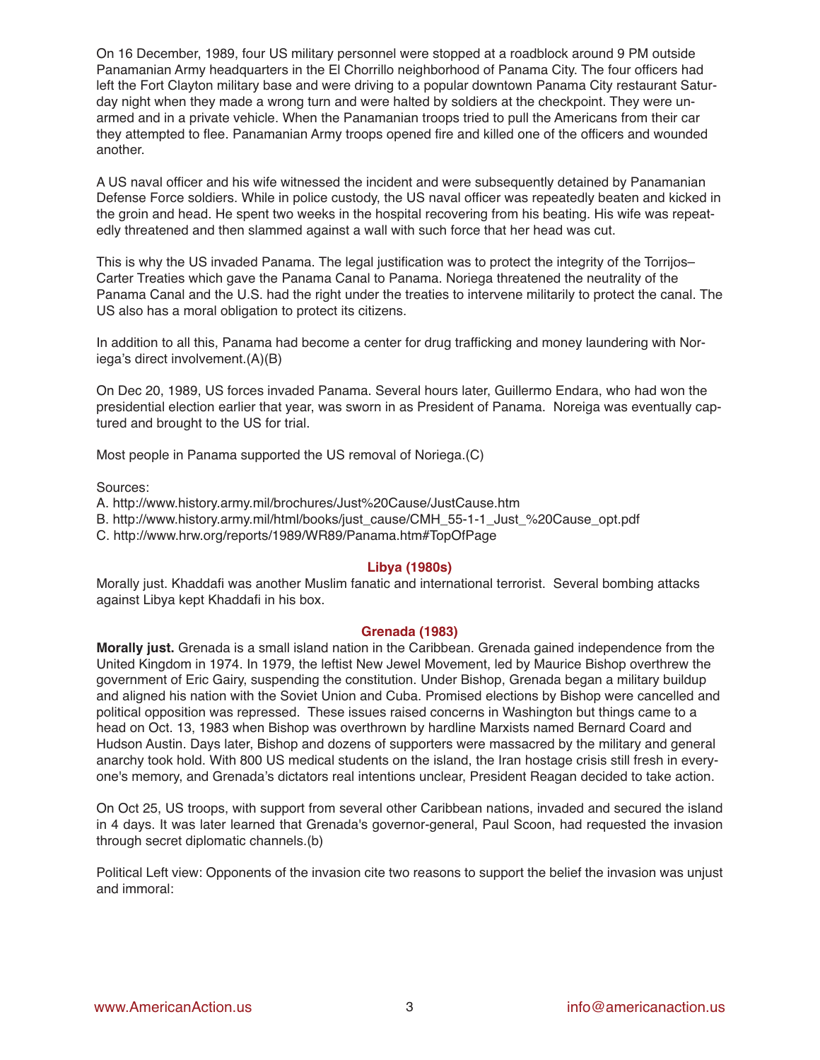On 16 December, 1989, four US military personnel were stopped at a roadblock around 9 PM outside Panamanian Army headquarters in the El Chorrillo neighborhood of Panama City. The four officers had left the Fort Clayton military base and were driving to a popular downtown Panama City restaurant Saturday night when they made a wrong turn and were halted by soldiers at the checkpoint. They were unarmed and in a private vehicle. When the Panamanian troops tried to pull the Americans from their car they attempted to flee. Panamanian Army troops opened fire and killed one of the officers and wounded another.

A US naval officer and his wife witnessed the incident and were subsequently detained by Panamanian Defense Force soldiers. While in police custody, the US naval officer was repeatedly beaten and kicked in the groin and head. He spent two weeks in the hospital recovering from his beating. His wife was repeatedly threatened and then slammed against a wall with such force that her head was cut.

This is why the US invaded Panama. The legal justification was to protect the integrity of the Torrijos–Carter Treaties which gave the Panama Canal to Panama. Noriega threatened the neutrality of the Panama Canal and the U.S. had the right under the treaties to intervene militarily to protect the canal. The US also has a moral obligation to protect its citizens.

In addition to all this, Panama had become a center for drug trafficking and money laundering with Noriega's direct involvement.(A)(B)

On Dec 20, 1989, US forces invaded Panama. Several hours later, Guillermo Endara, who had won the presidential election earlier that year, was sworn in as President of Panama. Noreiga was eventually captured and brought to the US for trial.

Most people in Panama supported the US removal of Noriega.(C)

Sources:
A. http://www.history.army.mil/brochures/Just%20Cause/JustCause.htm
B. http://www.history.army.mil/html/books/just_cause/CMH_55-1-1_Just_%20Cause_opt.pdf
C. http://www.hrw.org/reports/1989/WR89/Panama.htm#TopOfPage

### Libya (1980s)

Morally just. Khaddafi was another Muslim fanatic and international terrorist. Several bombing attacks against Libya kept Khaddafi in his box.

### Grenada (1983)

**Morally just.** Grenada is a small island nation in the Caribbean. Grenada gained independence from the United Kingdom in 1974. In 1979, the leftist New Jewel Movement, led by Maurice Bishop overthrew the government of Eric Gairy, suspending the constitution. Under Bishop, Grenada began a military buildup and aligned his nation with the Soviet Union and Cuba. Promised elections by Bishop were cancelled and political opposition was repressed. These issues raised concerns in Washington but things came to a head on Oct. 13, 1983 when Bishop was overthrown by hardline Marxists named Bernard Coard and Hudson Austin. Days later, Bishop and dozens of supporters were massacred by the military and general anarchy took hold. With 800 US medical students on the island, the Iran hostage crisis still fresh in everyone's memory, and Grenada's dictators real intentions unclear, President Reagan decided to take action.

On Oct 25, US troops, with support from several other Caribbean nations, invaded and secured the island in 4 days. It was later learned that Grenada's governor-general, Paul Scoon, had requested the invasion through secret diplomatic channels.(b)

Political Left view: Opponents of the invasion cite two reasons to support the belief the invasion was unjust and immoral: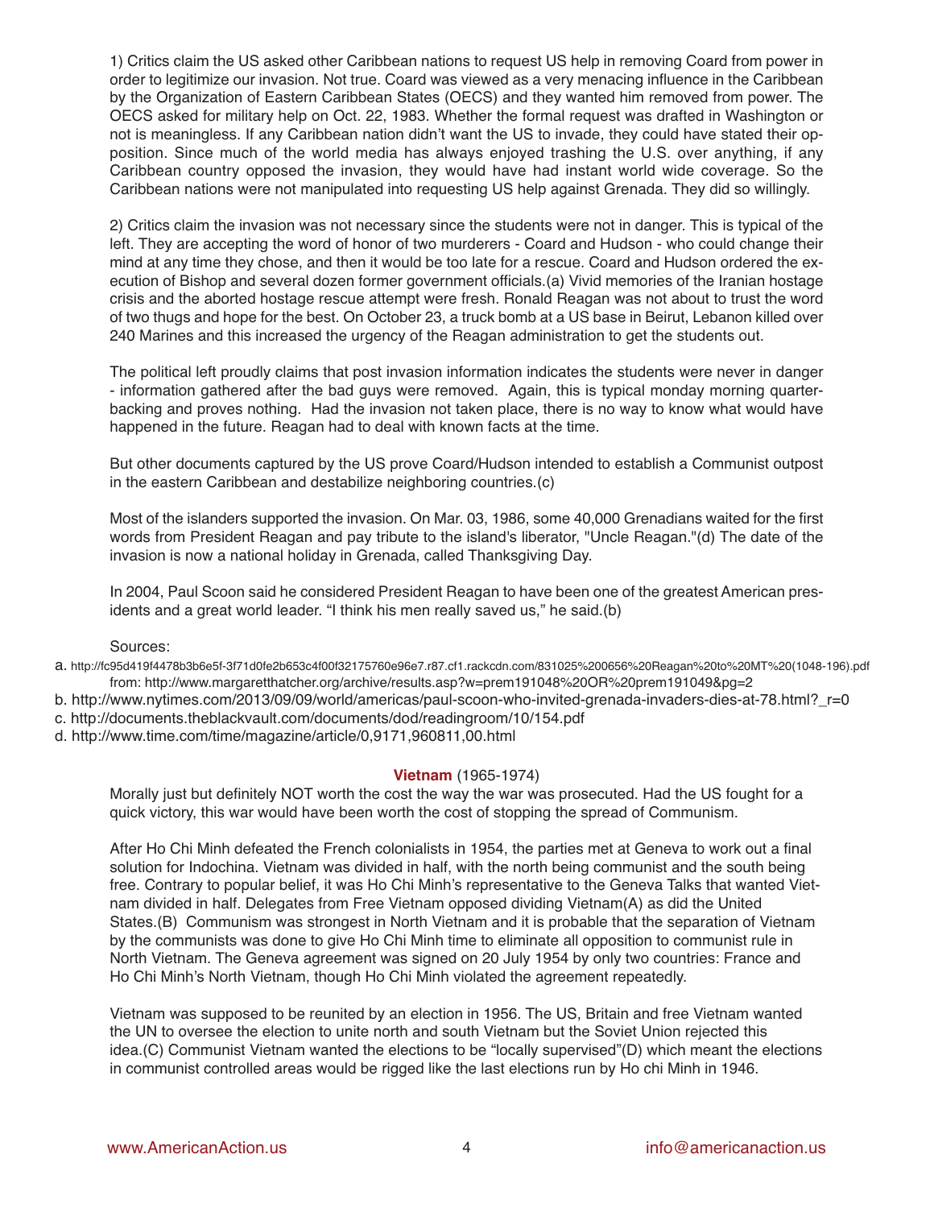1) Critics claim the US asked other Caribbean nations to request US help in removing Coard from power in order to legitimize our invasion. Not true. Coard was viewed as a very menacing influence in the Caribbean by the Organization of Eastern Caribbean States (OECS) and they wanted him removed from power. The OECS asked for military help on Oct. 22, 1983. Whether the formal request was drafted in Washington or not is meaningless. If any Caribbean nation didn't want the US to invade, they could have stated their opposition. Since much of the world media has always enjoyed trashing the U.S. over anything, if any Caribbean country opposed the invasion, they would have had instant world wide coverage. So the Caribbean nations were not manipulated into requesting US help against Grenada. They did so willingly.

2) Critics claim the invasion was not necessary since the students were not in danger. This is typical of the left. They are accepting the word of honor of two murderers - Coard and Hudson - who could change their mind at any time they chose, and then it would be too late for a rescue. Coard and Hudson ordered the execution of Bishop and several dozen former government officials.(a) Vivid memories of the Iranian hostage crisis and the aborted hostage rescue attempt were fresh. Ronald Reagan was not about to trust the word of two thugs and hope for the best. On October 23, a truck bomb at a US base in Beirut, Lebanon killed over 240 Marines and this increased the urgency of the Reagan administration to get the students out.

The political left proudly claims that post invasion information indicates the students were never in danger - information gathered after the bad guys were removed. Again, this is typical monday morning quarterbacking and proves nothing. Had the invasion not taken place, there is no way to know what would have happened in the future. Reagan had to deal with known facts at the time.

But other documents captured by the US prove Coard/Hudson intended to establish a Communist outpost in the eastern Caribbean and destabilize neighboring countries.(c)

Most of the islanders supported the invasion. On Mar. 03, 1986, some 40,000 Grenadians waited for the first words from President Reagan and pay tribute to the island's liberator, "Uncle Reagan."(d) The date of the invasion is now a national holiday in Grenada, called Thanksgiving Day.

In 2004, Paul Scoon said he considered President Reagan to have been one of the greatest American presidents and a great world leader. "I think his men really saved us," he said.(b)

Sources:

a. http://fc95d419f4478b3b6e5f-3f71d0fe2b653c4f00f32175760e96e7.r87.cf1.rackcdn.com/831025%200656%20Reagan%20to%20MT%20(1048-196).pdf from: http://www.margaretthatcher.org/archive/results.asp?w=prem191048%20OR%20prem191049&pg=2
b. http://www.nytimes.com/2013/09/09/world/americas/paul-scoon-who-invited-grenada-invaders-dies-at-78.html?_r=0
c. http://documents.theblackvault.com/documents/dod/readingroom/10/154.pdf
d. http://www.time.com/time/magazine/article/0,9171,960811,00.html

## **Vietnam** (1965-1974)

Morally just but definitely NOT worth the cost the way the war was prosecuted. Had the US fought for a quick victory, this war would have been worth the cost of stopping the spread of Communism.

After Ho Chi Minh defeated the French colonialists in 1954, the parties met at Geneva to work out a final solution for Indochina. Vietnam was divided in half, with the north being communist and the south being free. Contrary to popular belief, it was Ho Chi Minh's representative to the Geneva Talks that wanted Vietnam divided in half. Delegates from Free Vietnam opposed dividing Vietnam(A) as did the United States.(B) Communism was strongest in North Vietnam and it is probable that the separation of Vietnam by the communists was done to give Ho Chi Minh time to eliminate all opposition to communist rule in North Vietnam. The Geneva agreement was signed on 20 July 1954 by only two countries: France and Ho Chi Minh's North Vietnam, though Ho Chi Minh violated the agreement repeatedly.

Vietnam was supposed to be reunited by an election in 1956. The US, Britain and free Vietnam wanted the UN to oversee the election to unite north and south Vietnam but the Soviet Union rejected this idea.(C) Communist Vietnam wanted the elections to be "locally supervised"(D) which meant the elections in communist controlled areas would be rigged like the last elections run by Ho chi Minh in 1946.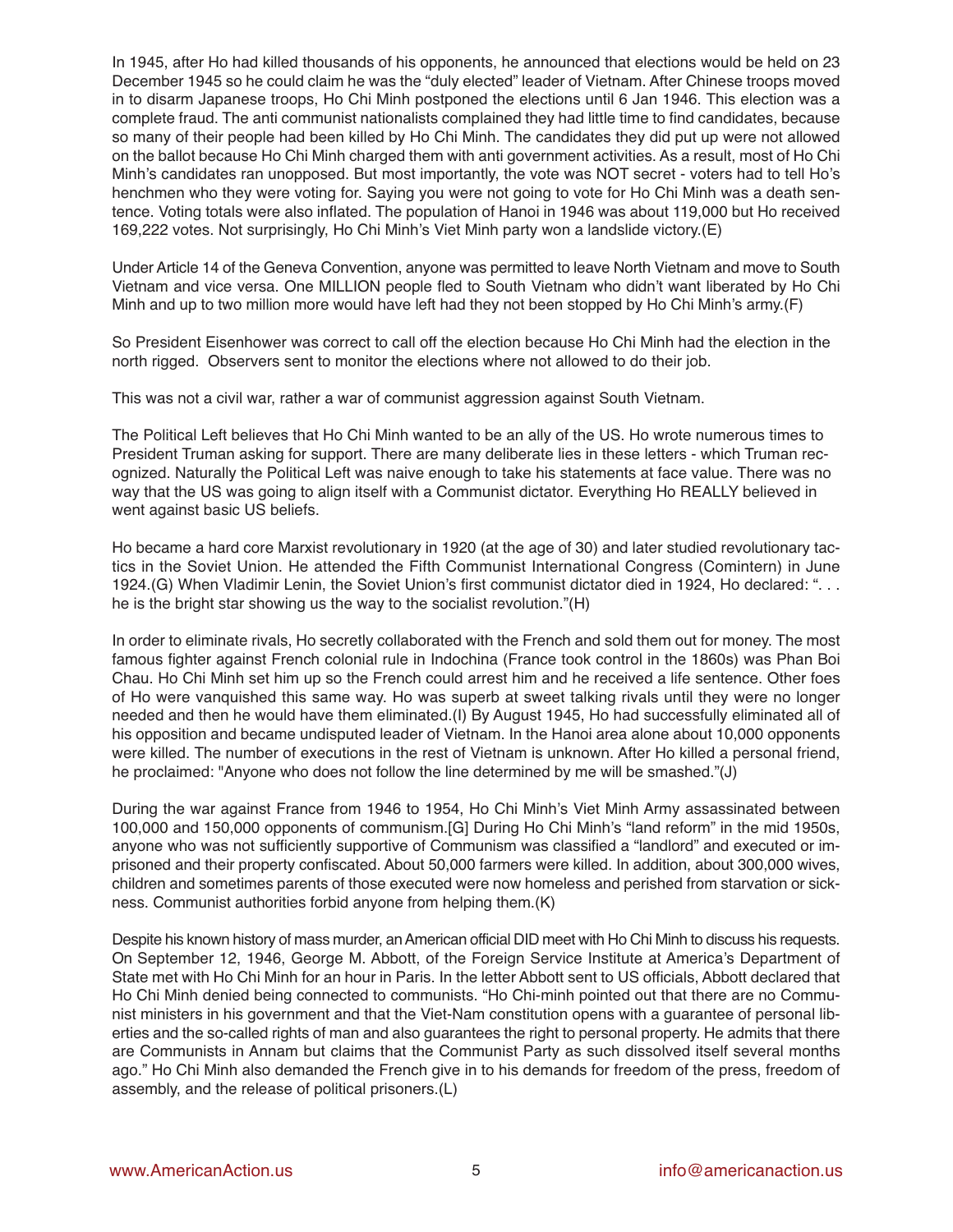In 1945, after Ho had killed thousands of his opponents, he announced that elections would be held on 23 December 1945 so he could claim he was the "duly elected" leader of Vietnam. After Chinese troops moved in to disarm Japanese troops, Ho Chi Minh postponed the elections until 6 Jan 1946. This election was a complete fraud. The anti communist nationalists complained they had little time to find candidates, because so many of their people had been killed by Ho Chi Minh. The candidates they did put up were not allowed on the ballot because Ho Chi Minh charged them with anti government activities. As a result, most of Ho Chi Minh's candidates ran unopposed. But most importantly, the vote was NOT secret - voters had to tell Ho's henchmen who they were voting for. Saying you were not going to vote for Ho Chi Minh was a death sentence. Voting totals were also inflated. The population of Hanoi in 1946 was about 119,000 but Ho received 169,222 votes. Not surprisingly, Ho Chi Minh's Viet Minh party won a landslide victory.(E)

Under Article 14 of the Geneva Convention, anyone was permitted to leave North Vietnam and move to South Vietnam and vice versa. One MILLION people fled to South Vietnam who didn't want liberated by Ho Chi Minh and up to two million more would have left had they not been stopped by Ho Chi Minh's army.(F)

So President Eisenhower was correct to call off the election because Ho Chi Minh had the election in the north rigged. Observers sent to monitor the elections where not allowed to do their job.

This was not a civil war, rather a war of communist aggression against South Vietnam.

The Political Left believes that Ho Chi Minh wanted to be an ally of the US. Ho wrote numerous times to President Truman asking for support. There are many deliberate lies in these letters - which Truman recognized. Naturally the Political Left was naive enough to take his statements at face value. There was no way that the US was going to align itself with a Communist dictator. Everything Ho REALLY believed in went against basic US beliefs.

Ho became a hard core Marxist revolutionary in 1920 (at the age of 30) and later studied revolutionary tactics in the Soviet Union. He attended the Fifth Communist International Congress (Comintern) in June 1924.(G) When Vladimir Lenin, the Soviet Union's first communist dictator died in 1924, Ho declared: ". . . he is the bright star showing us the way to the socialist revolution."(H)

In order to eliminate rivals, Ho secretly collaborated with the French and sold them out for money. The most famous fighter against French colonial rule in Indochina (France took control in the 1860s) was Phan Boi Chau. Ho Chi Minh set him up so the French could arrest him and he received a life sentence. Other foes of Ho were vanquished this same way. Ho was superb at sweet talking rivals until they were no longer needed and then he would have them eliminated.(I) By August 1945, Ho had successfully eliminated all of his opposition and became undisputed leader of Vietnam. In the Hanoi area alone about 10,000 opponents were killed. The number of executions in the rest of Vietnam is unknown. After Ho killed a personal friend, he proclaimed: "Anyone who does not follow the line determined by me will be smashed."(J)

During the war against France from 1946 to 1954, Ho Chi Minh's Viet Minh Army assassinated between 100,000 and 150,000 opponents of communism.[G] During Ho Chi Minh's "land reform" in the mid 1950s, anyone who was not sufficiently supportive of Communism was classified a "landlord" and executed or imprisoned and their property confiscated. About 50,000 farmers were killed. In addition, about 300,000 wives, children and sometimes parents of those executed were now homeless and perished from starvation or sickness. Communist authorities forbid anyone from helping them.(K)

Despite his known history of mass murder, an American official DID meet with Ho Chi Minh to discuss his requests. On September 12, 1946, George M. Abbott, of the Foreign Service Institute at America's Department of State met with Ho Chi Minh for an hour in Paris. In the letter Abbott sent to US officials, Abbott declared that Ho Chi Minh denied being connected to communists. "Ho Chi-minh pointed out that there are no Communist ministers in his government and that the Viet-Nam constitution opens with a guarantee of personal liberties and the so-called rights of man and also guarantees the right to personal property. He admits that there are Communists in Annam but claims that the Communist Party as such dissolved itself several months ago." Ho Chi Minh also demanded the French give in to his demands for freedom of the press, freedom of assembly, and the release of political prisoners.(L)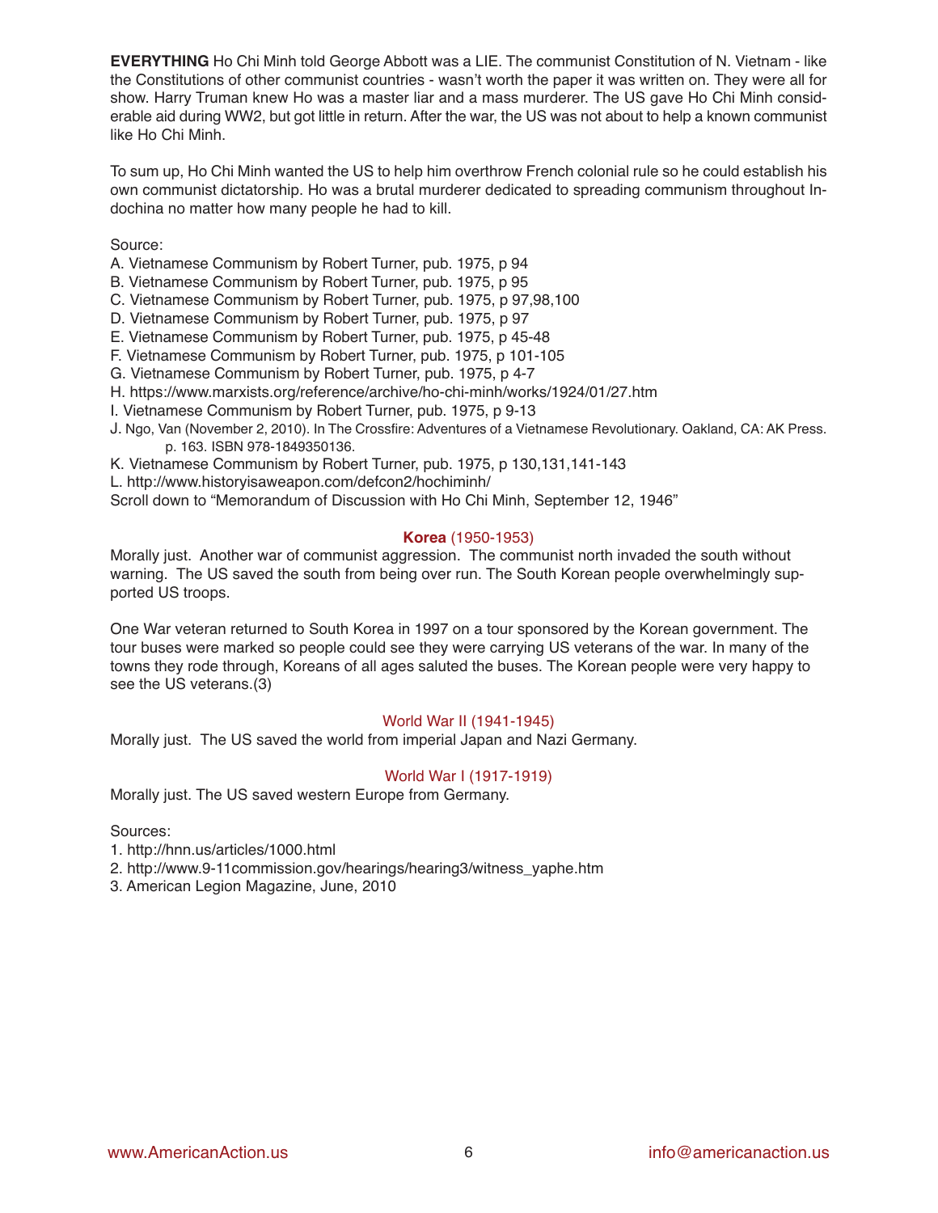**EVERYTHING** Ho Chi Minh told George Abbott was a LIE. The communist Constitution of N. Vietnam - like the Constitutions of other communist countries - wasn't worth the paper it was written on. They were all for show. Harry Truman knew Ho was a master liar and a mass murderer. The US gave Ho Chi Minh considerable aid during WW2, but got little in return. After the war, the US was not about to help a known communist like Ho Chi Minh.

To sum up, Ho Chi Minh wanted the US to help him overthrow French colonial rule so he could establish his own communist dictatorship. Ho was a brutal murderer dedicated to spreading communism throughout Indochina no matter how many people he had to kill.

Source:
A. Vietnamese Communism by Robert Turner, pub. 1975, p 94
B. Vietnamese Communism by Robert Turner, pub. 1975, p 95
C. Vietnamese Communism by Robert Turner, pub. 1975, p 97,98,100
D. Vietnamese Communism by Robert Turner, pub. 1975, p 97
E. Vietnamese Communism by Robert Turner, pub. 1975, p 45-48
F. Vietnamese Communism by Robert Turner, pub. 1975, p 101-105
G. Vietnamese Communism by Robert Turner, pub. 1975, p 4-7
H. https://www.marxists.org/reference/archive/ho-chi-minh/works/1924/01/27.htm
I. Vietnamese Communism by Robert Turner, pub. 1975, p 9-13
J. Ngo, Van (November 2, 2010). In The Crossfire: Adventures of a Vietnamese Revolutionary. Oakland, CA: AK Press. p. 163. ISBN 978-1849350136.
K. Vietnamese Communism by Robert Turner, pub. 1975, p 130,131,141-143
L. http://www.historyisaweapon.com/defcon2/hochiminh/
Scroll down to "Memorandum of Discussion with Ho Chi Minh, September 12, 1946"

## **Korea** (1950-1953)

Morally just. Another war of communist aggression. The communist north invaded the south without warning. The US saved the south from being over run. The South Korean people overwhelmingly supported US troops.

One War veteran returned to South Korea in 1997 on a tour sponsored by the Korean government. The tour buses were marked so people could see they were carrying US veterans of the war. In many of the towns they rode through, Koreans of all ages saluted the buses. The Korean people were very happy to see the US veterans.(3)

## World War II (1941-1945)

Morally just. The US saved the world from imperial Japan and Nazi Germany.

## World War I (1917-1919)

Morally just. The US saved western Europe from Germany.

Sources:
1. http://hnn.us/articles/1000.html
2. http://www.9-11commission.gov/hearings/hearing3/witness_yaphe.htm
3. American Legion Magazine, June, 2010

www.AmericanAction.us info@americanaction.us